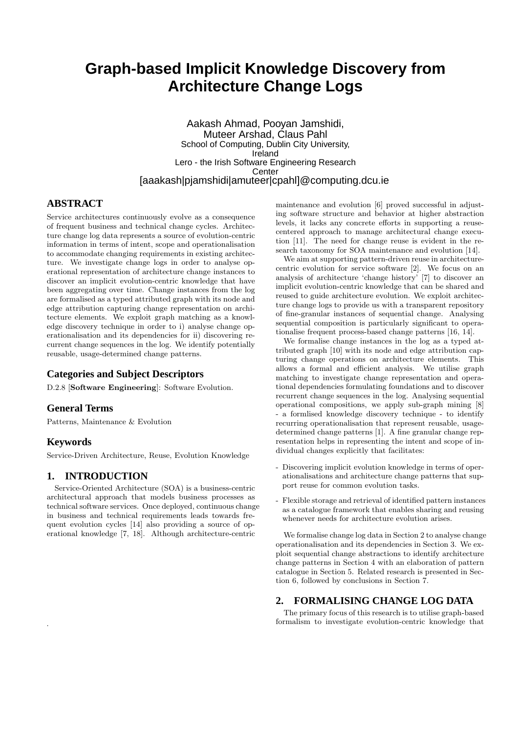# Graph-based Implicit Knowledge Discovery from Architecture Change Logs

Aakash Ahmad, Pooyan Jamshidi,
Muteer Arshad, Claus Pahl
School of Computing, Dublin City University, Ireland
Lero - the Irish Software Engineering Research Center
[aaakash|pjamshidi|amuteer|cpahl]@computing.dcu.ie

## ABSTRACT

Service architectures continuously evolve as a consequence of frequent business and technical change cycles. Architecture change log data represents a source of evolution-centric information in terms of intent, scope and operationalisation to accommodate changing requirements in existing architecture. We investigate change logs in order to analyse operational representation of architecture change instances to discover an implicit evolution-centric knowledge that have been aggregating over time. Change instances from the log are formalised as a typed attributed graph with its node and edge attribution capturing change representation on architecture elements. We exploit graph matching as a knowledge discovery technique in order to i) analyse change operationalisation and its dependencies for ii) discovering recurrent change sequences in the log. We identify potentially reusable, usage-determined change patterns.

### Categories and Subject Descriptors

D.2.8 [**Software Engineering**]: Software Evolution.

### General Terms

Patterns, Maintenance & Evolution

### Keywords

Service-Driven Architecture, Reuse, Evolution Knowledge

## 1. INTRODUCTION

Service-Oriented Architecture (SOA) is a business-centric architectural approach that models business processes as technical software services. Once deployed, continuous change in business and technical requirements leads towards frequent evolution cycles [14] also providing a source of operational knowledge [7, 18]. Although architecture-centric maintenance and evolution [6] proved successful in adjusting software structure and behavior at higher abstraction levels, it lacks any concrete efforts in supporting a reuse-centered approach to manage architectural change execution [11]. The need for change reuse is evident in the research taxonomy for SOA maintenance and evolution [14].

We aim at supporting pattern-driven reuse in architecture-centric evolution for service software [2]. We focus on an analysis of architecture 'change history' [7] to discover an implicit evolution-centric knowledge that can be shared and reused to guide architecture evolution. We exploit architecture change logs to provide us with a transparent repository of fine-granular instances of sequential change. Analysing sequential composition is particularly significant to operationalise frequent process-based change patterns [16, 14].

We formalise change instances in the log as a typed attributed graph [10] with its node and edge attribution capturing change operations on architecture elements. This allows a formal and efficient analysis. We utilise graph matching to investigate change representation and operational dependencies formulating foundations and to discover recurrent change sequences in the log. Analysing sequential operational compositions, we apply sub-graph mining [8] - a formlised knowledge discovery technique - to identify recurring operationalisation that represent reusable, usage-determined change patterns [1]. A fine granular change representation helps in representing the intent and scope of individual changes explicitly that facilitates:

- Discovering implicit evolution knowledge in terms of operationalisations and architecture change patterns that support reuse for common evolution tasks.
- Flexible storage and retrieval of identified pattern instances as a catalogue framework that enables sharing and reusing whenever needs for architecture evolution arises.

We formalise change log data in Section 2 to analyse change operationalisation and its dependencies in Section 3. We exploit sequential change abstractions to identify architecture change patterns in Section 4 with an elaboration of pattern catalogue in Section 5. Related research is presented in Section 6, followed by conclusions in Section 7.

## 2. FORMALISING CHANGE LOG DATA

The primary focus of this research is to utilise graph-based formalism to investigate evolution-centric knowledge that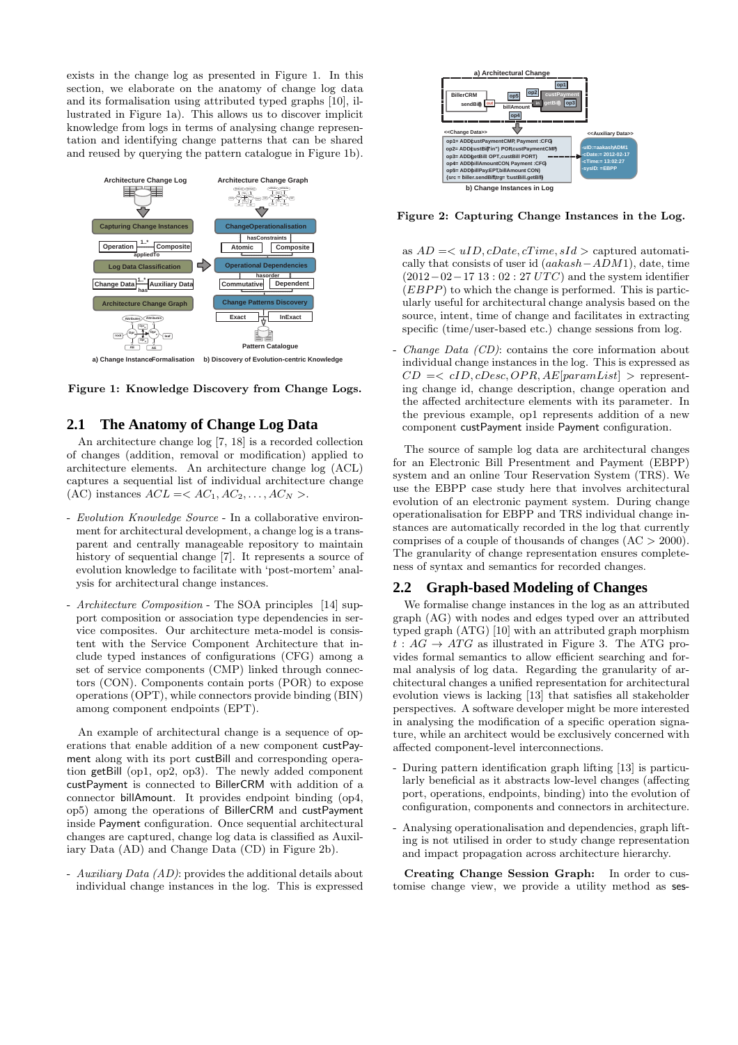exists in the change log as presented in Figure 1. In this section, we elaborate on the anatomy of change log data and its formalisation using attributed typed graphs [10], illustrated in Figure 1a). This allows us to discover implicit knowledge from logs in terms of analysing change representation and identifying change patterns that can be shared and reused by querying the pattern catalogue in Figure 1b).

Figure 1: Knowledge Discovery from Change Logs.

## 2.1 The Anatomy of Change Log Data

An architecture change log [7, 18] is a recorded collection of changes (addition, removal or modification) applied to architecture elements. An architecture change log (ACL) captures a sequential list of individual architecture change (AC) instances $ACL = < AC_1, AC_2, \ldots, AC_N >$.

- *Evolution Knowledge Source* - In a collaborative environment for architectural development, a change log is a transparent and centrally manageable repository to maintain history of sequential change [7]. It represents a source of evolution knowledge to facilitate with 'post-mortem' analysis for architectural change instances.

- *Architecture Composition* - The SOA principles [14] support composition or association type dependencies in service composites. Our architecture meta-model is consistent with the Service Component Architecture that include typed instances of configurations (CFG) among a set of service components (CMP) linked through connectors (CON). Components contain ports (POR) to expose operations (OPT), while connectors provide binding (BIN) among component endpoints (EPT).

An example of architectural change is a sequence of operations that enable addition of a new component custPayment along with its port custBill and corresponding operation getBill (op1, op2, op3). The newly added component custPayment is connected to BillerCRM with addition of a connector billAmount. It provides endpoint binding (op4, op5) among the operations of BillerCRM and custPayment inside Payment configuration. Once sequential architectural changes are captured, change log data is classified as Auxiliary Data (AD) and Change Data (CD) in Figure 2b).

- *Auxiliary Data (AD)*: provides the additional details about individual change instances in the log. This is expressed as $AD = < uID, cDate, cTime, sId >$ captured automatically that consists of user id ($aakash-ADM1$), date, time ($2012-02-17\ 13:02:27\ UTC$) and the system identifier ($EBPP$) to which the change is performed. This is particularly useful for architectural change analysis based on the source, intent, time of change and facilitates in extracting specific (time/user-based etc.) change sessions from log.

Figure 2: Capturing Change Instances in the Log.

- *Change Data (CD)*: contains the core information about individual change instances in the log. This is expressed as $CD = < cID, cDesc, OPR, AE[paramList] >$ representing change id, change description, change operation and the affected architecture elements with its parameter. In the previous example, op1 represents addition of a new component custPayment inside Payment configuration.

The source of sample log data are architectural changes for an Electronic Bill Presentment and Payment (EBPP) system and an online Tour Reservation System (TRS). We use the EBPP case study here that involves architectural evolution of an electronic payment system. During change operationalisation for EBPP and TRS individual change instances are automatically recorded in the log that currently comprises of a couple of thousands of changes ($AC > 2000$). The granularity of change representation ensures completeness of syntax and semantics for recorded changes.

## 2.2 Graph-based Modeling of Changes

We formalise change instances in the log as an attributed graph (AG) with nodes and edges typed over an attributed typed graph (ATG) [10] with an attributed graph morphism $t : AG \rightarrow ATG$ as illustrated in Figure 3. The ATG provides formal semantics to allow efficient searching and formal analysis of log data. Regarding the granularity of architectural changes a unified representation for architectural evolution views is lacking [13] that satisfies all stakeholder perspectives. A software developer might be more interested in analysing the modification of a specific operation signature, while an architect would be exclusively concerned with affected component-level interconnections.

- During pattern identification graph lifting [13] is particularly beneficial as it abstracts low-level changes (affecting port, operations, endpoints, binding) into the evolution of configuration, components and connectors in architecture.

- Analysing operationalisation and dependencies, graph lifting is not utilised in order to study change representation and impact propagation across architecture hierarchy.

**Creating Change Session Graph:** In order to customise change view, we provide a utility method as ses-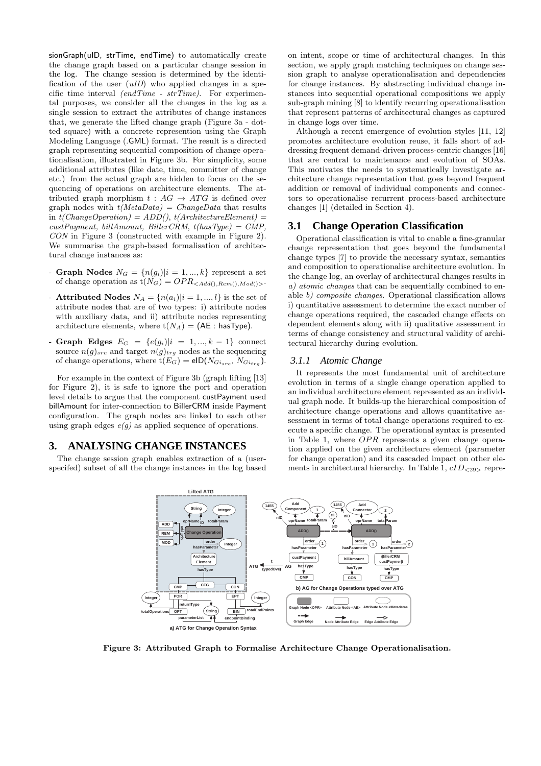sionGraph(uID, strTime, endTime) to automatically create the change graph based on a particular change session in the log. The change session is determined by the identification of the user (*uID*) who applied changes in a specific time interval *(endTime - strTime)*. For experimental purposes, we consider all the changes in the log as a single session to extract the attributes of change instances that, we generate the lifted change graph (Figure 3a - dotted square) with a concrete represention using the Graph Modeling Language (.GML) format. The result is a directed graph representing sequential composition of change operationalisation, illustrated in Figure 3b. For simplicity, some additional attributes (like date, time, committer of change etc.) from the actual graph are hidden to focus on the sequencing of operations on architecture elements. The attributed graph morphism $t : AG \rightarrow ATG$ is defined over graph nodes with *t(MetaData) = ChangeData* that results in *t(ChangeOperation) = ADD()*, *t(ArchitectureElement) = custPayment, billAmount, BillerCRM*, *t(hasType) = CMP, CON* in Figure 3 (constructed with example in Figure 2). We summarise the graph-based formalisation of architectural change instances as:

- **Graph Nodes** $N_G = \{n(g_i)|i = 1, ..., k\}$ represent a set of change operation as $t(N_G) = OPR_{<Add(),Rem(),Mod()>}$.
- **Attributed Nodes** $N_A = \{n(a_i)|i = 1, ..., l\}$ is the set of attribute nodes that are of two types: i) attribute nodes with auxiliary data, and ii) attribute nodes representing architecture elements, where $t(N_A)$ = (AE : hasType).
- **Graph Edges** $E_G = \{e(g_i)|i = 1, ..., k-1\}$ connect source $n(g)_{src}$ and target $n(g)_{trg}$ nodes as the sequencing of change operations, where $t(E_G)$ = eID($N_{G_{i_{src}}}$, $N_{G_{i_{trg}}}$).

For example in the context of Figure 3b (graph lifting [13] for Figure 2), it is safe to ignore the port and operation level details to argue that the component custPayment used billAmount for inter-connection to BillerCRM inside Payment configuration. The graph nodes are linked to each other using graph edges *e(g)* as applied sequence of operations.

## 3. ANALYSING CHANGE INSTANCES

The change session graph enables extraction of a (user-specifed) subset of all the change instances in the log based on intent, scope or time of architectural changes. In this section, we apply graph matching techniques on change session graph to analyse operationalisation and dependencies for change instances. By abstracting individual change instances into sequential operational compositions we apply sub-graph mining [8] to identify recurring operationalisation that represent patterns of architectural changes as captured in change logs over time.

Although a recent emergence of evolution styles [11, 12] promotes architecture evolution reuse, it falls short of addressing frequent demand-driven process-centric changes [16] that are central to maintenance and evolution of SOAs. This motivates the needs to systematically investigate architecture change representation that goes beyond frequent addition or removal of individual components and connectors to operationalise recurrent process-based architecture changes [1] (detailed in Section 4).

### 3.1 Change Operation Classification

Operational classification is vital to enable a fine-granular change representation that goes beyond the fundamental change types [7] to provide the necessary syntax, semantics and composition to operationalise architecture evolution. In the change log, an overlay of architectural changes results in *a) atomic changes* that can be sequentially combined to enable *b) composite changes*. Operational classification allows i) quantitative assessment to determine the exact number of change operations required, the cascaded change effects on dependent elements along with ii) qualitative assessment in terms of change consistency and structural validity of architectural hierarchy during evolution.

#### 3.1.1 Atomic Change

It represents the most fundamental unit of architecture evolution in terms of a single change operation applied to an individual architecture element represented as an individual graph node. It builds-up the hierarchical composition of architecture change operations and allows quantitative assessment in terms of total change operations required to execute a specific change. The operational syntax is presented in Table 1, where $OPR$ represents a given change operation applied on the given architecture element (parameter for change operation) and its cascaded impact on other elements in architectural hierarchy. In Table 1, $cID_{<29>}$ repre-

Figure 3: Attributed Graph to Formalise Architecture Change Operationalisation.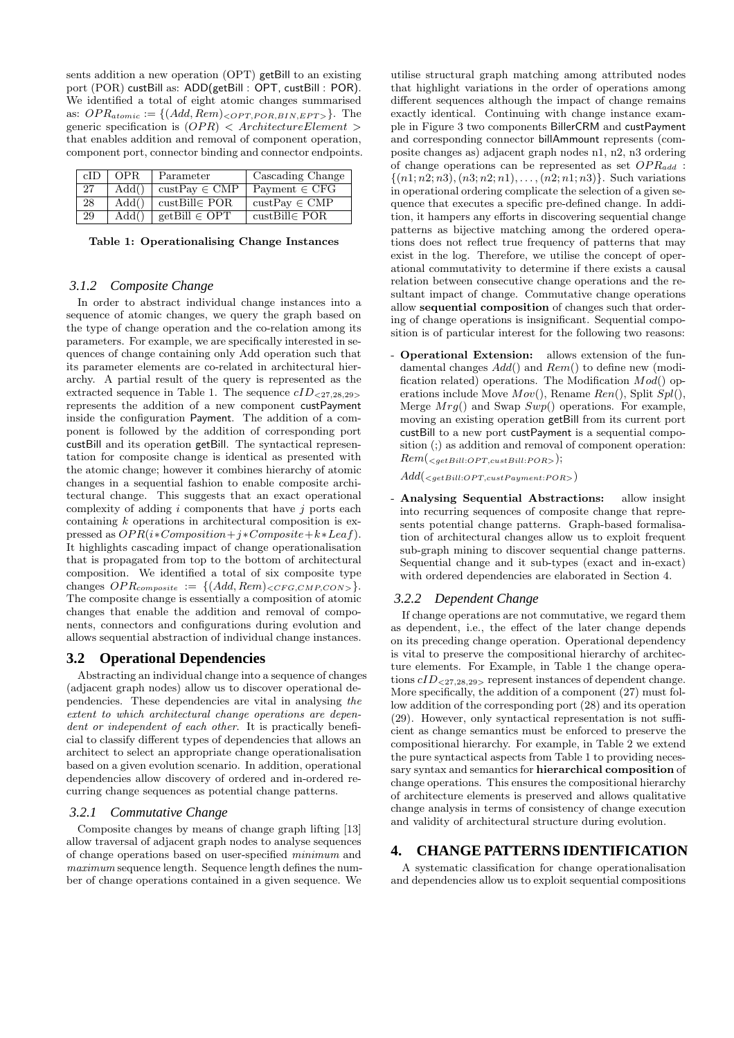sents addition a new operation (OPT) getBill to an existing port (POR) custBill as: ADD(getBill : OPT, custBill : POR). We identified a total of eight atomic changes summarised as: $OPR_{atomic} := \{(Add, Rem)_{<OPT,POR,BIN,EPT>}\}$. The generic specification is $(OPR) < ArchitectureElement >$ that enables addition and removal of component operation, component port, connector binding and connector endpoints.

| cID | OPR | Parameter | Cascading Change |
|---|---|---|---|
| 27 | Add() | custPay ∈ CMP | Payment ∈ CFG |
| 28 | Add() | custBill∈ POR | custPay ∈ CMP |
| 29 | Add() | getBill ∈ OPT | custBill∈ POR |

**Table 1: Operationalising Change Instances**

### 3.1.2 Composite Change

In order to abstract individual change instances into a sequence of atomic changes, we query the graph based on the type of change operation and the co-relation among its parameters. For example, we are specifically interested in sequences of change containing only Add operation such that its parameter elements are co-related in architectural hierarchy. A partial result of the query is represented as the extracted sequence in Table 1. The sequence $cID_{<27,28,29>}$ represents the addition of a new component custPayment inside the configuration Payment. The addition of a component is followed by the addition of corresponding port custBill and its operation getBill. The syntactical representation for composite change is identical as presented with the atomic change; however it combines hierarchy of atomic changes in a sequential fashion to enable composite architectural change. This suggests that an exact operational complexity of adding $i$ components that have $j$ ports each containing $k$ operations in architectural composition is expressed as $OPR(i{*}Composition + j{*}Composite + k{*}Leaf)$. It highlights cascading impact of change operationalisation that is propagated from top to the bottom of architectural composition. We identified a total of six composite type changes $OPR_{composite} := \{(Add, Rem)_{<CFG,CMP,CON>}\}$. The composite change is essentially a composition of atomic changes that enable the addition and removal of components, connectors and configurations during evolution and allows sequential abstraction of individual change instances.

## 3.2 Operational Dependencies

Abstracting an individual change into a sequence of changes (adjacent graph nodes) allow us to discover operational dependencies. These dependencies are vital in analysing *the extent to which architectural change operations are dependent or independent of each other*. It is practically beneficial to classify different types of dependencies that allows an architect to select an appropriate change operationalisation based on a given evolution scenario. In addition, operational dependencies allow discovery of ordered and in-ordered recurring change sequences as potential change patterns.

### 3.2.1 Commutative Change

Composite changes by means of change graph lifting [13] allow traversal of adjacent graph nodes to analyse sequences of change operations based on user-specified *minimum* and *maximum* sequence length. Sequence length defines the number of change operations contained in a given sequence. We utilise structural graph matching among attributed nodes that highlight variations in the order of operations among different sequences although the impact of change remains exactly identical. Continuing with change instance example in Figure 3 two components BillerCRM and custPayment and corresponding connector billAmmount represents (composite changes as) adjacent graph nodes n1, n2, n3 ordering of change operations can be represented as set $OPR_{add}$ : $\{(n1; n2; n3), (n3; n2; n1), \ldots, (n2; n1; n3)\}$. Such variations in operational ordering complicate the selection of a given sequence that executes a specific pre-defined change. In addition, it hampers any efforts in discovering sequential change patterns as bijective matching among the ordered operations does not reflect true frequency of patterns that may exist in the log. Therefore, we utilise the concept of operational commutativity to determine if there exists a causal relation between consecutive change operations and the resultant impact of change. Commutative change operations allow **sequential composition** of changes such that ordering of change operations is insignificant. Sequential composition is of particular interest for the following two reasons:

- **Operational Extension:** allows extension of the fundamental changes $Add()$ and $Rem()$ to define new (modification related) operations. The Modification $Mod()$ operations include Move $Mov()$, Rename $Ren()$, Split $Spl()$, Merge $Mrg()$ and Swap $Swp()$ operations. For example, moving an existing operation getBill from its current port custBill to a new port custPayment is a sequential composition (;) as addition and removal of component operation: $Rem(_{<getBill:OPT,custBill:POR>})$;

  $Add(_{<getBill:OPT,custPayment:POR>})$

- **Analysing Sequential Abstractions:** allow insight into recurring sequences of composite change that represents potential change patterns. Graph-based formalisation of architectural changes allow us to exploit frequent sub-graph mining to discover sequential change patterns. Sequential change and it sub-types (exact and in-exact) with ordered dependencies are elaborated in Section 4.

### 3.2.2 Dependent Change

If change operations are not commutative, we regard them as dependent, i.e., the effect of the later change depends on its preceding change operation. Operational dependency is vital to preserve the compositional hierarchy of architecture elements. For Example, in Table 1 the change operations $cID_{<27,28,29>}$ represent instances of dependent change. More specifically, the addition of a component (27) must follow addition of the corresponding port (28) and its operation (29). However, only syntactical representation is not sufficient as change semantics must be enforced to preserve the compositional hierarchy. For example, in Table 2 we extend the pure syntactical aspects from Table 1 to providing necessary syntax and semantics for **hierarchical composition** of change operations. This ensures the compositional hierarchy of architecture elements is preserved and allows qualitative change analysis in terms of consistency of change execution and validity of architectural structure during evolution.

# 4. CHANGE PATTERNS IDENTIFICATION

A systematic classification for change operationalisation and dependencies allow us to exploit sequential compositions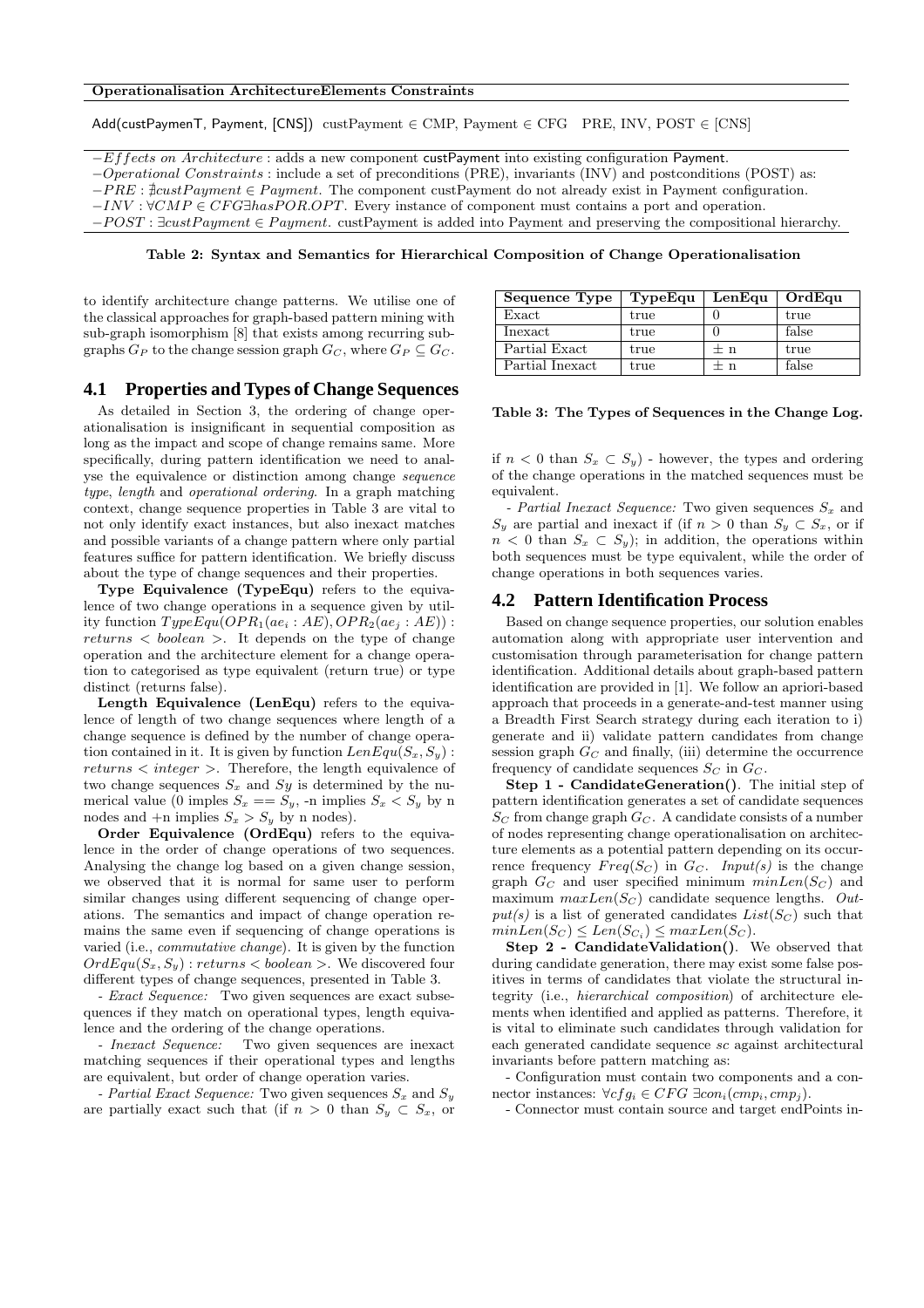| Operationalisation | ArchitectureElements | Constraints |
|---|---|---|
| Add(custPaymenT, Payment, [CNS]) | custPayment ∈ CMP, Payment ∈ CFG | PRE, INV, POST ∈ [CNS] |

$-Effects\ on\ Architecture$ : adds a new component custPayment into existing configuration Payment.
$-Operational\ Constraints$ : include a set of preconditions (PRE), invariants (INV) and postconditions (POST) as:
$-PRE : \nexists custPayment \in Payment$. The component custPayment do not already exist in Payment configuration.
$-INV : \forall CMP \in CFG \exists hasPOR.OPT$. Every instance of component must contains a port and operation.
$-POST : \exists custPayment \in Payment$. custPayment is added into Payment and preserving the compositional hierarchy.

**Table 2: Syntax and Semantics for Hierarchical Composition of Change Operationalisation**

to identify architecture change patterns. We utilise one of the classical approaches for graph-based pattern mining with sub-graph isomorphism [8] that exists among recurring subgraphs $G_P$ to the change session graph $G_C$, where $G_P \subseteq G_C$.

## 4.1 Properties and Types of Change Sequences

As detailed in Section 3, the ordering of change operationalisation is insignificant in sequential composition as long as the impact and scope of change remains same. More specifically, during pattern identification we need to analyse the equivalence or distinction among change *sequence type*, *length* and *operational ordering*. In a graph matching context, change sequence properties in Table 3 are vital to not only identify exact instances, but also inexact matches and possible variants of a change pattern where only partial features suffice for pattern identification. We briefly discuss about the type of change sequences and their properties.

**Type Equivalence (TypeEqu)** refers to the equivalence of two change operations in a sequence given by utility function $TypeEqu(OPR_1(ae_i : AE), OPR_2(ae_j : AE)) : returns < boolean >$. It depends on the type of change operation and the architecture element for a change operation to categorised as type equivalent (return true) or type distinct (returns false).

**Length Equivalence (LenEqu)** refers to the equivalence of length of two change sequences where length of a change sequence is defined by the number of change operation contained in it. It is given by function $LenEqu(S_x, S_y) : returns < integer >$. Therefore, the length equivalence of two change sequences $S_x$ and $Sy$ is determined by the numerical value (0 imples $S_x == S_y$, -n implies $S_x < S_y$ by n nodes and +n implies $S_x > S_y$ by n nodes).

**Order Equivalence (OrdEqu)** refers to the equivalence in the order of change operations of two sequences. Analysing the change log based on a given change session, we observed that it is normal for same user to perform similar changes using different sequencing of change operations. The semantics and impact of change operation remains the same even if sequencing of change operations is varied (i.e., *commutative change*). It is given by the function $OrdEqu(S_x, S_y) : returns < boolean >$. We discovered four different types of change sequences, presented in Table 3.

- *Exact Sequence:* Two given sequences are exact subsequences if they match on operational types, length equivalence and the ordering of the change operations.

- *Inexact Sequence:* Two given sequences are inexact matching sequences if their operational types and lengths are equivalent, but order of change operation varies.

- *Partial Exact Sequence:* Two given sequences $S_x$ and $S_y$ are partially exact such that (if $n > 0$ than $S_y \subset S_x$, or if $n < 0$ than $S_x \subset S_y$) - however, the types and ordering of the change operations in the matched sequences must be equivalent.

- *Partial Inexact Sequence:* Two given sequences $S_x$ and $S_y$ are partial and inexact if (if $n > 0$ than $S_y \subset S_x$, or if $n < 0$ than $S_x \subset S_y$); in addition, the operations within both sequences must be type equivalent, while the order of change operations in both sequences varies.

| Sequence Type | TypeEqu | LenEqu | OrdEqu |
|---|---|---|---|
| Exact | true | 0 | true |
| Inexact | true | 0 | false |
| Partial Exact | true | ± n | true |
| Partial Inexact | true | ± n | false |

**Table 3: The Types of Sequences in the Change Log.**

## 4.2 Pattern Identification Process

Based on change sequence properties, our solution enables automation along with appropriate user intervention and customisation through parameterisation for change pattern identification. Additional details about graph-based pattern identification are provided in [1]. We follow an apriori-based approach that proceeds in a generate-and-test manner using a Breadth First Search strategy during each iteration to i) generate and ii) validate pattern candidates from change session graph $G_C$ and finally, (iii) determine the occurrence frequency of candidate sequences $S_C$ in $G_C$.

**Step 1 - CandidateGeneration().** The initial step of pattern identification generates a set of candidate sequences $S_C$ from change graph $G_C$. A candidate consists of a number of nodes representing change operationalisation on architecture elements as a potential pattern depending on its occurrence frequency $Freq(S_C)$ in $G_C$. *Input(s)* is the change graph $G_C$ and user specified minimum $minLen(S_C)$ and maximum $maxLen(S_C)$ candidate sequence lengths. *Output(s)* is a list of generated candidates $List(S_C)$ such that $minLen(S_C) \leq Len(S_{C_i}) \leq maxLen(S_C)$.

**Step 2 - CandidateValidation().** We observed that during candidate generation, there may exist some false positives in terms of candidates that violate the structural integrity (i.e., *hierarchical composition*) of architecture elements when identified and applied as patterns. Therefore, it is vital to eliminate such candidates through validation for each generated candidate sequence *sc* against architectural invariants before pattern matching as:

- Configuration must contain two components and a connector instances: $\forall cfg_i \in CFG\ \exists con_i(cmp_i, cmp_j)$.

- Connector must contain source and target endPoints in-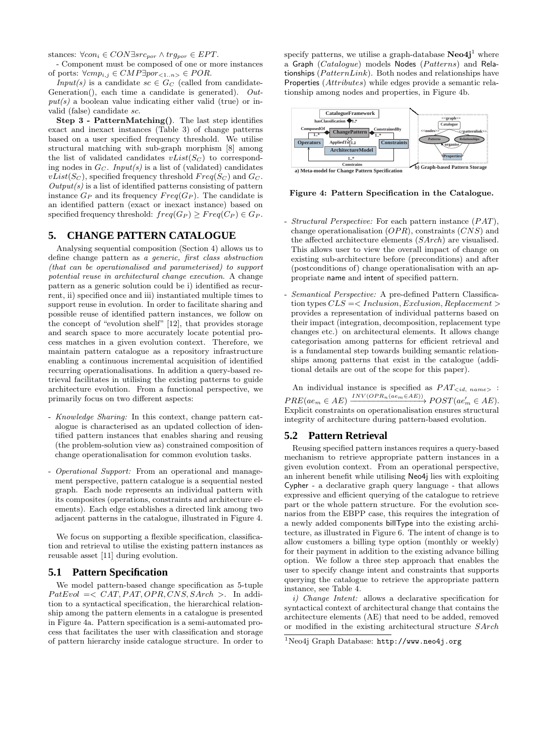stances: $\forall con_i \in CON \exists src_{por} \wedge trg_{por} \in EPT$.

- Component must be composed of one or more instances of ports: $\forall cmp_{i,j} \in CMP \exists por_{<1..n>} \in POR$.

*Input(s)* is a candidate $sc \in G_C$ (called from candidateGeneration(), each time a candidate is generated). *Output(s)* a boolean value indicating either valid (true) or invalid (false) candidate $sc$.

**Step 3 - PatternMatching()**. The last step identifies exact and inexact instances (Table 3) of change patterns based on a user specified frequency threshold. We utilise structural matching with sub-graph morphism [8] among the list of validated candidates $vList(S_C)$ to corresponding nodes in $G_C$. *Input(s)* is a list of (validated) candidates $vList(S_C)$, specified frequency threshold $Freq(S_C)$ and $G_C$. *Output(s)* is a list of identified patterns consisting of pattern instance $G_P$ and its frequency $Freq(G_P)$. The candidate is an identified pattern (exact or inexact instance) based on specified frequency threshold: $freq(G_P) \geq Freq(C_P) \in G_P$.

# 5. CHANGE PATTERN CATALOGUE

Analysing sequential composition (Section 4) allows us to define change pattern as *a generic, first class abstraction (that can be operationalised and parameterised) to support potential reuse in architectural change execution.* A change pattern as a generic solution could be i) identified as recurrent, ii) specified once and iii) instantiated multiple times to support reuse in evolution. In order to facilitate sharing and possible reuse of identified pattern instances, we follow on the concept of "evolution shelf" [12], that provides storage and search space to more accurately locate potential process matches in a given evolution context. Therefore, we maintain pattern catalogue as a repository infrastructure enabling a continuous incremental acquisition of identified recurring operationalisations. In addition a query-based retrieval facilitates in utilising the existing patterns to guide architecture evolution. From a functional perspective, we primarily focus on two different aspects:

- *Knowledge Sharing:* In this context, change pattern catalogue is characterised as an updated collection of identified pattern instances that enables sharing and reusing (the problem-solution view as) constrained composition of change operationalisation for common evolution tasks.

- *Operational Support:* From an operational and management perspective, pattern catalogue is a sequential nested graph. Each node represents an individual pattern with its composites (operations, constraints and architecture elements). Each edge establishes a directed link among two adjacent patterns in the catalogue, illustrated in Figure 4.

We focus on supporting a flexible specification, classification and retrieval to utilise the existing pattern instances as reusable asset [11] during evolution.

## 5.1 Pattern Specification

We model pattern-based change specification as 5-tuple $PatEvol = < CAT, PAT, OPR, CNS, SArch >$. In addition to a syntactical specification, the hierarchical relationship among the pattern elements in a catalogue is presented in Figure 4a. Pattern specification is a semi-automated process that facilitates the user with classification and storage of pattern hierarchy inside catalogue structure. In order to specify patterns, we utilise a graph-database **Neo4j**[1] where a Graph (*Catalogue*) models Nodes (*Patterns*) and Relationships (*PatternLink*). Both nodes and relationships have Properties (*Attributes*) while edges provide a semantic relationship among nodes and properties, in Figure 4b.

**Figure 4: Pattern Specification in the Catalogue.**

- *Structural Perspective:* For each pattern instance ($PAT$), change operationalisation ($OPR$), constraints ($CNS$) and the affected architecture elements ($SArch$) are visualised. This allows user to view the overall impact of change on existing sub-architecture before (preconditions) and after (postconditions of) change operationalisation with an appropriate name and intent of specified pattern.

- *Semantical Perspective:* A pre-defined Pattern Classification types $CLS = < Inclusion, Exclusion, Replacement >$ provides a representation of individual patterns based on their impact (integration, decomposition, replacement type changes etc.) on architectural elements. It allows change categorisation among patterns for efficient retrieval and is a fundamental step towards building semantic relationships among patterns that exist in the catalogue (additional details are out of the scope for this paper).

An individual instance is specified as $PAT_{<id,\ name>}$ : $PRE(ae_m \in AE) \xrightarrow{INV(OPR_n(ae_m \in AE))} POST(ae'_m \in AE)$. Explicit constraints on operationalisation ensures structural integrity of architecture during pattern-based evolution.

## 5.2 Pattern Retrieval

Reusing specified pattern instances requires a query-based mechanism to retrieve appropriate pattern instances in a given evolution context. From an operational perspective, an inherent benefit while utilising Neo4j lies with exploiting Cypher - a declarative graph query language - that allows expressive and efficient querying of the catalogue to retrieve part or the whole pattern structure. For the evolution scenarios from the EBPP case, this requires the integration of a newly added components billType into the existing architecture, as illustrated in Figure 6. The intent of change is to allow customers a billing type option (monthly or weekly) for their payment in addition to the existing advance billing option. We follow a three step approach that enables the user to specify change intent and constraints that supports querying the catalogue to retrieve the appropriate pattern instance, see Table 4.

*i) Change Intent:* allows a declarative specification for syntactical context of architectural change that contains the architecture elements (AE) that need to be added, removed or modified in the existing architectural structure $SArch$

[1]Neo4j Graph Database: http://www.neo4j.org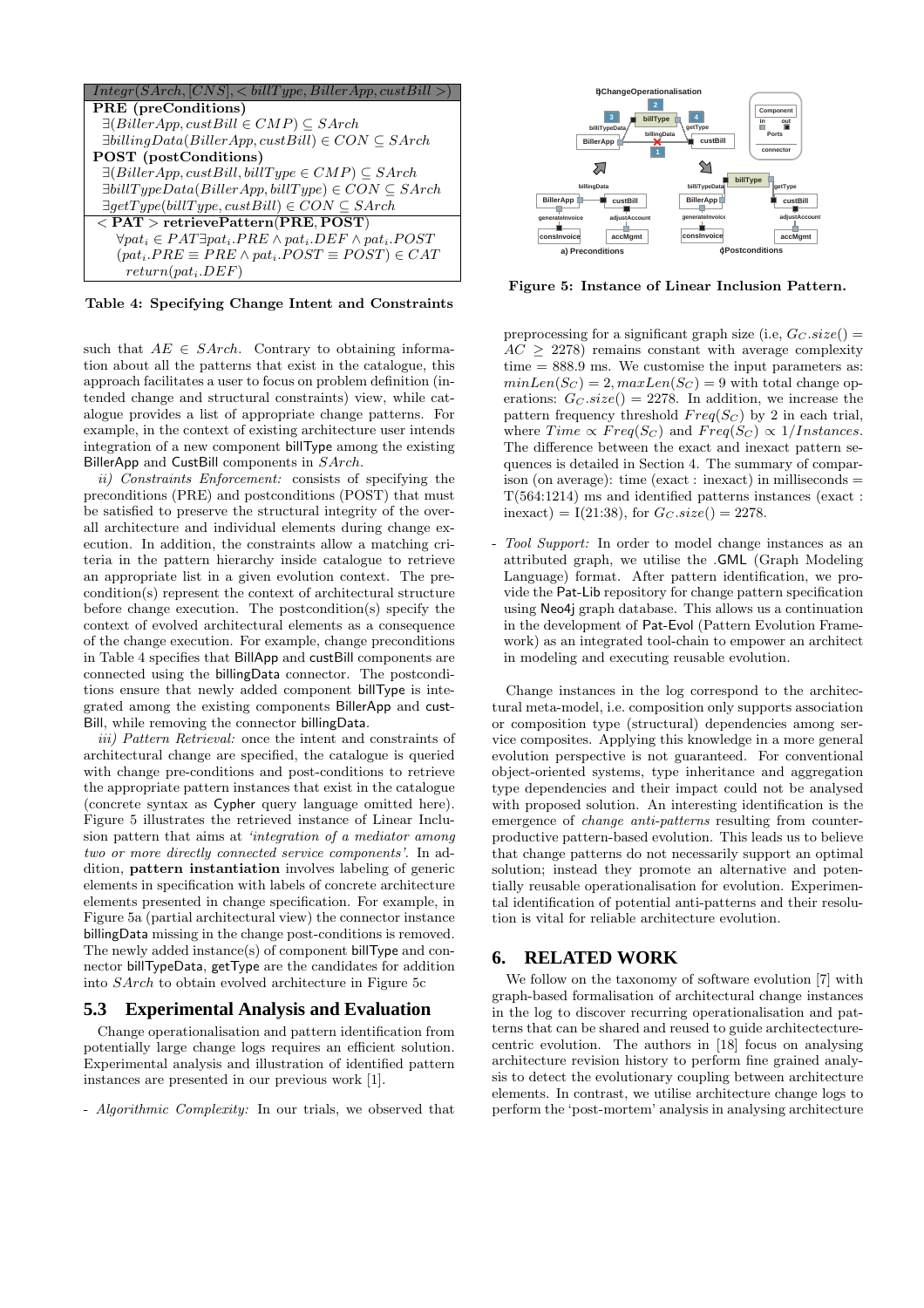| $Integr(SArch, [CNS], < billType, BillerApp, custBill >)$ |
|---|
| **PRE (preConditions)** |
| $\exists(BillerApp, custBill \in CMP) \subseteq SArch$ |
| $\exists billingData(BillerApp, custBill) \in CON \subseteq SArch$ |
| **POST (postConditions)** |
| $\exists(BillerApp, custBill, billType \in CMP) \subseteq SArch$ |
| $\exists billTypeData(BillerApp, billType) \in CON \subseteq SArch$ |
| $\exists getType(billType, custBill) \in CON \subseteq SArch$ |
| $<$ **PAT** $>$ **retrievePattern(PRE, POST)** |
| $\forall pat_i \in PAT \exists pat_i.PRE \wedge pat_i.DEF \wedge pat_i.POST$ |
| $(pat_i.PRE \equiv PRE \wedge pat_i.POST \equiv POST) \in CAT$ |
| $return(pat_i.DEF)$ |

**Table 4: Specifying Change Intent and Constraints**

such that $AE \in SArch$. Contrary to obtaining information about all the patterns that exist in the catalogue, this approach facilitates a user to focus on problem definition (intended change and structural constraints) view, while catalogue provides a list of appropriate change patterns. For example, in the context of existing architecture user intends integration of a new component billType among the existing BillerApp and CustBill components in $SArch$.

*ii) Constraints Enforcement:* consists of specifying the preconditions (PRE) and postconditions (POST) that must be satisfied to preserve the structural integrity of the overall architecture and individual elements during change execution. In addition, the constraints allow a matching criteria in the pattern hierarchy inside catalogue to retrieve an appropriate list in a given evolution context. The precondition(s) represent the context of architectural structure before change execution. The postcondition(s) specify the context of evolved architectural elements as a consequence of the change execution. For example, change preconditions in Table 4 specifies that BillApp and custBill components are connected using the billingData connector. The postconditions ensure that newly added component billType is integrated among the existing components BillerApp and custBill, while removing the connector billingData.

*iii) Pattern Retrieval:* once the intent and constraints of architectural change are specified, the catalogue is queried with change pre-conditions and post-conditions to retrieve the appropriate pattern instances that exist in the catalogue (concrete syntax as Cypher query language omitted here). Figure 5 illustrates the retrieved instance of Linear Inclusion pattern that aims at *'integration of a mediator among two or more directly connected service components'*. In addition, **pattern instantiation** involves labeling of generic elements in specification with labels of concrete architecture elements presented in change specification. For example, in Figure 5a (partial architectural view) the connector instance billingData missing in the change post-conditions is removed. The newly added instance(s) of component billType and connector billTypeData, getType are the candidates for addition into $SArch$ to obtain evolved architecture in Figure 5c

## 5.3 Experimental Analysis and Evaluation

Change operationalisation and pattern identification from potentially large change logs requires an efficient solution. Experimental analysis and illustration of identified pattern instances are presented in our previous work [1].

- *Algorithmic Complexity:* In our trials, we observed that preprocessing for a significant graph size (i.e, $G_C.size() = AC \geq 2278$) remains constant with average complexity time = 888.9 ms. We customise the input parameters as: $minLen(S_C) = 2, maxLen(S_C) = 9$ with total change operations: $G_C.size() = 2278$. In addition, we increase the pattern frequency threshold $Freq(S_C)$ by 2 in each trial, where $Time \propto Freq(S_C)$ and $Freq(S_C) \propto 1/Instances$. The difference between the exact and inexact pattern sequences is detailed in Section 4. The summary of comparison (on average): time (exact : inexact) in milliseconds = T(564:1214) ms and identified patterns instances (exact : inexact) = I(21:38), for $G_C.size() = 2278$.

- *Tool Support:* In order to model change instances as an attributed graph, we utilise the .GML (Graph Modeling Language) format. After pattern identification, we provide the Pat-Lib repository for change pattern specification using Neo4j graph database. This allows us a continuation in the development of Pat-Evol (Pattern Evolution Framework) as an integrated tool-chain to empower an architect in modeling and executing reusable evolution.

**Figure 5: Instance of Linear Inclusion Pattern.**

Change instances in the log correspond to the architectural meta-model, i.e. composition only supports association or composition type (structural) dependencies among service composites. Applying this knowledge in a more general evolution perspective is not guaranteed. For conventional object-oriented systems, type inheritance and aggregation type dependencies and their impact could not be analysed with proposed solution. An interesting identification is the emergence of *change anti-patterns* resulting from counterproductive pattern-based evolution. This leads us to believe that change patterns do not necessarily support an optimal solution; instead they promote an alternative and potentially reusable operationalisation for evolution. Experimental identification of potential anti-patterns and their resolution is vital for reliable architecture evolution.

# 6. RELATED WORK

We follow on the taxonomy of software evolution [7] with graph-based formalisation of architectural change instances in the log to discover recurring operationalisation and patterns that can be shared and reused to guide architecture-centric evolution. The authors in [18] focus on analysing architecture revision history to perform fine grained analysis to detect the evolutionary coupling between architecture elements. In contrast, we utilise architecture change logs to perform the 'post-mortem' analysis in analysing architecture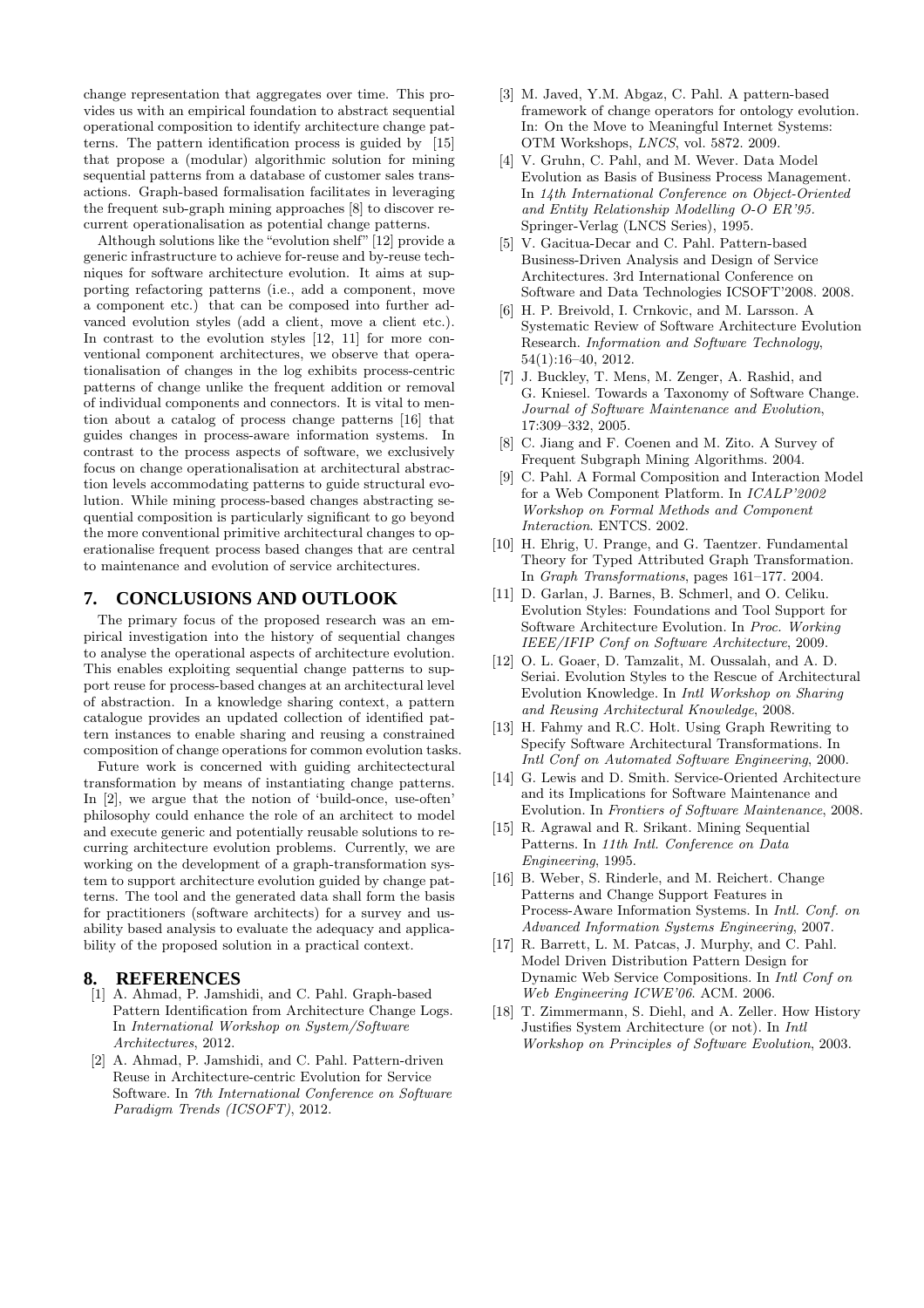change representation that aggregates over time. This provides us with an empirical foundation to abstract sequential operational composition to identify architecture change patterns. The pattern identification process is guided by [15] that propose a (modular) algorithmic solution for mining sequential patterns from a database of customer sales transactions. Graph-based formalisation facilitates in leveraging the frequent sub-graph mining approaches [8] to discover recurrent operationalisation as potential change patterns.

Although solutions like the "evolution shelf" [12] provide a generic infrastructure to achieve for-reuse and by-reuse techniques for software architecture evolution. It aims at supporting refactoring patterns (i.e., add a component, move a component etc.) that can be composed into further advanced evolution styles (add a client, move a client etc.). In contrast to the evolution styles [12, 11] for more conventional component architectures, we observe that operationalisation of changes in the log exhibits process-centric patterns of change unlike the frequent addition or removal of individual components and connectors. It is vital to mention about a catalog of process change patterns [16] that guides changes in process-aware information systems. In contrast to the process aspects of software, we exclusively focus on change operationalisation at architectural abstraction levels accommodating patterns to guide structural evolution. While mining process-based changes abstracting sequential composition is particularly significant to go beyond the more conventional primitive architectural changes to operationalise frequent process based changes that are central to maintenance and evolution of service architectures.

## 7. CONCLUSIONS AND OUTLOOK

The primary focus of the proposed research was an empirical investigation into the history of sequential changes to analyse the operational aspects of architecture evolution. This enables exploiting sequential change patterns to support reuse for process-based changes at an architectural level of abstraction. In a knowledge sharing context, a pattern catalogue provides an updated collection of identified pattern instances to enable sharing and reusing a constrained composition of change operations for common evolution tasks.

Future work is concerned with guiding architectectural transformation by means of instantiating change patterns. In [2], we argue that the notion of 'build-once, use-often' philosophy could enhance the role of an architect to model and execute generic and potentially reusable solutions to recurring architecture evolution problems. Currently, we are working on the development of a graph-transformation system to support architecture evolution guided by change patterns. The tool and the generated data shall form the basis for practitioners (software architects) for a survey and usability based analysis to evaluate the adequacy and applicability of the proposed solution in a practical context.

## 8. REFERENCES

[1] A. Ahmad, P. Jamshidi, and C. Pahl. Graph-based Pattern Identification from Architecture Change Logs. In *International Workshop on System/Software Architectures*, 2012.

[2] A. Ahmad, P. Jamshidi, and C. Pahl. Pattern-driven Reuse in Architecture-centric Evolution for Service Software. In *7th International Conference on Software Paradigm Trends (ICSOFT)*, 2012.

[3] M. Javed, Y.M. Abgaz, C. Pahl. A pattern-based framework of change operators for ontology evolution. In: On the Move to Meaningful Internet Systems: OTM Workshops, *LNCS*, vol. 5872. 2009.

[4] V. Gruhn, C. Pahl, and M. Wever. Data Model Evolution as Basis of Business Process Management. In *14th International Conference on Object-Oriented and Entity Relationship Modelling O-O ER'95*. Springer-Verlag (LNCS Series), 1995.

[5] V. Gacitua-Decar and C. Pahl. Pattern-based Business-Driven Analysis and Design of Service Architectures. 3rd International Conference on Software and Data Technologies ICSOFT'2008. 2008.

[6] H. P. Breivold, I. Crnkovic, and M. Larsson. A Systematic Review of Software Architecture Evolution Research. *Information and Software Technology*, 54(1):16–40, 2012.

[7] J. Buckley, T. Mens, M. Zenger, A. Rashid, and G. Kniesel. Towards a Taxonomy of Software Change. *Journal of Software Maintenance and Evolution*, 17:309–332, 2005.

[8] C. Jiang and F. Coenen and M. Zito. A Survey of Frequent Subgraph Mining Algorithms. 2004.

[9] C. Pahl. A Formal Composition and Interaction Model for a Web Component Platform. In *ICALP'2002 Workshop on Formal Methods and Component Interaction*. ENTCS. 2002.

[10] H. Ehrig, U. Prange, and G. Taentzer. Fundamental Theory for Typed Attributed Graph Transformation. In *Graph Transformations*, pages 161–177. 2004.

[11] D. Garlan, J. Barnes, B. Schmerl, and O. Celiku. Evolution Styles: Foundations and Tool Support for Software Architecture Evolution. In *Proc. Working IEEE/IFIP Conf on Software Architecture*, 2009.

[12] O. L. Goaer, D. Tamzalit, M. Oussalah, and A. D. Seriai. Evolution Styles to the Rescue of Architectural Evolution Knowledge. In *Intl Workshop on Sharing and Reusing Architectural Knowledge*, 2008.

[13] H. Fahmy and R.C. Holt. Using Graph Rewriting to Specify Software Architectural Transformations. In *Intl Conf on Automated Software Engineering*, 2000.

[14] G. Lewis and D. Smith. Service-Oriented Architecture and its Implications for Software Maintenance and Evolution. In *Frontiers of Software Maintenance*, 2008.

[15] R. Agrawal and R. Srikant. Mining Sequential Patterns. In *11th Intl. Conference on Data Engineering*, 1995.

[16] B. Weber, S. Rinderle, and M. Reichert. Change Patterns and Change Support Features in Process-Aware Information Systems. In *Intl. Conf. on Advanced Information Systems Engineering*, 2007.

[17] R. Barrett, L. M. Patcas, J. Murphy, and C. Pahl. Model Driven Distribution Pattern Design for Dynamic Web Service Compositions. In *Intl Conf on Web Engineering ICWE'06*. ACM. 2006.

[18] T. Zimmermann, S. Diehl, and A. Zeller. How History Justifies System Architecture (or not). In *Intl Workshop on Principles of Software Evolution*, 2003.